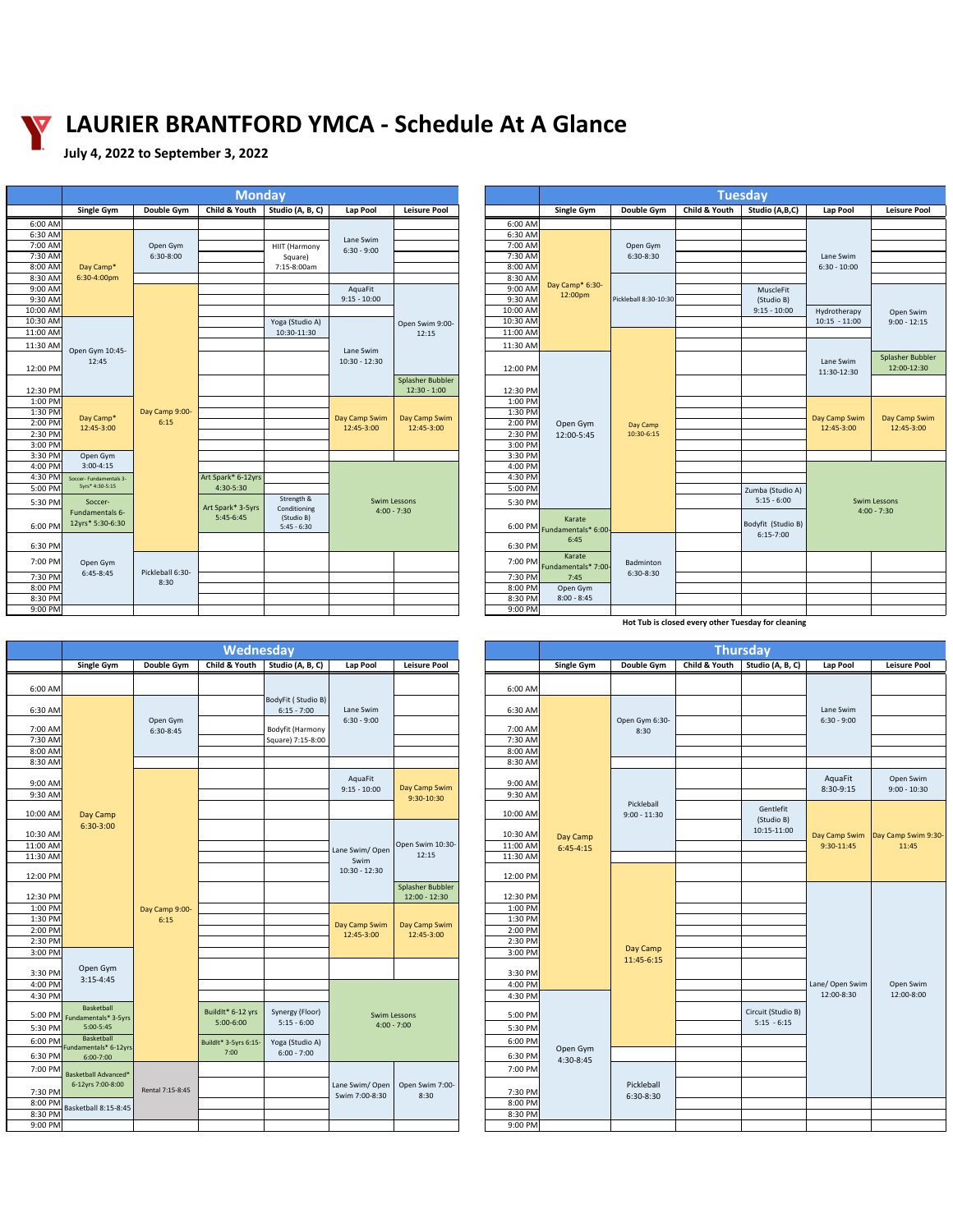# LAURIER BRANTFORD YMCA - Schedule At A Glance

**July 4, 2022 to September 3, 2022**

## Monday

| Time | Single Gym | Double Gym | Child & Youth | Studio (A, B, C) | Lap Pool | Leisure Pool |
|---|---|---|---|---|---|---|
| 6:00 AM | | | | | | |
| 6:30 AM | Day Camp* 6:30-4:00pm | Open Gym 6:30-8:00 | | HIIT (Harmony Square) 7:15-8:00am | Lane Swim 6:30 - 9:00 | |
| 9:00 AM | | Day Camp 9:00-6:15 | | | AquaFit 9:15 - 10:00 | Open Swim 9:00-12:15 |
| 10:30 AM | | | | Yoga (Studio A) 10:30-11:30 | Lane Swim 10:30 - 12:30 | |
| 11:30 AM | Open Gym 10:45-12:45 | | | | | |
| 12:30 PM | | | | | | Splasher Bubbler 12:30 - 1:00 |
| 1:00 PM | Day Camp* 12:45-3:00 | | | | Day Camp Swim 12:45-3:00 | Day Camp Swim 12:45-3:00 |
| 3:30 PM | Open Gym 3:00-4:15 | | | | | |
| 4:30 PM | Soccer- Fundamentals 3-5yrs* 4:30-5:15 | | Art Spark* 6-12yrs 4:30-5:30 | | Swim Lessons 4:00 - 7:30 | |
| 5:30 PM | Soccer-Fundamentals 6-12yrs* 5:30-6:30 | | Art Spark* 3-5yrs 5:45-6:45 | Strength & Conditioning (Studio B) 5:45 - 6:30 | | |
| 7:00 PM | Open Gym 6:45-8:45 | Pickleball 6:30-8:30 | | | | |
| 9:00 PM | | | | | | |

## Tuesday

| Time | Single Gym | Double Gym | Child & Youth | Studio (A,B,C) | Lap Pool | Leisure Pool |
|---|---|---|---|---|---|---|
| 6:00 AM | | | | | | |
| 6:30 AM | Day Camp* 6:30-12:00pm | Open Gym 6:30-8:30 | | | Lane Swim 6:30 - 10:00 | |
| 9:00 AM | | Pickleball 8:30-10:30 | | MuscleFit (Studio B) 9:15 - 10:00 | | Open Swim 9:00 - 12:15 |
| 10:30 AM | | Day Camp 10:30-6:15 | | | Hydrotherapy 10:15 - 11:00 | |
| 12:00 PM | Open Gym 12:00-5:45 | | | | Lane Swim 11:30-12:30 | Splasher Bubbler 12:00-12:30 |
| 1:30 PM | | | | | Day Camp Swim 12:45-3:00 | Day Camp Swim 12:45-3:00 |
| 4:30 PM | | | | Zumba (Studio A) 5:15 - 6:00 | Swim Lessons 4:00 - 7:30 | |
| 6:00 PM | Karate Fundamentals* 6:00-6:45 | | | Bodyfit (Studio B) 6:15-7:00 | | |
| 7:00 PM | Karate Fundamentals* 7:00-7:45 | Badminton 6:30-8:30 | | | | |
| 8:00 PM | Open Gym 8:00 - 8:45 | | | | | |
| 9:00 PM | | | | | | |

Hot Tub is closed every other Tuesday for cleaning

## Wednesday

| Time | Single Gym | Double Gym | Child & Youth | Studio (A, B, C) | Lap Pool | Leisure Pool |
|---|---|---|---|---|---|---|
| 6:00 AM | | | | BodyFit ( Studio B) 6:15 - 7:00 | Lane Swim 6:30 - 9:00 | |
| 6:30 AM | Day Camp 6:30-3:00 | Open Gym 6:30-8:45 | | Bodyfit (Harmony Square) 7:15-8:00 | | |
| 9:00 AM | | Day Camp 9:00-6:15 | | | AquaFit 9:15 - 10:00 | Day Camp Swim 9:30-10:30 |
| 10:30 AM | | | | | Lane Swim/ Open Swim 10:30 - 12:30 | Open Swim 10:30-12:15 |
| 12:00 PM | | | | | | Splasher Bubbler 12:00 - 12:30 |
| 1:00 PM | | | | | Day Camp Swim 12:45-3:00 | Day Camp Swim 12:45-3:00 |
| 3:30 PM | Open Gym 3:15-4:45 | | | | | |
| 5:00 PM | Basketball Fundamentals* 3-5yrs 5:00-5:45 | | BuildIt* 6-12 yrs 5:00-6:00 | Synergy (Floor) 5:15 - 6:00 | Swim Lessons 4:00 - 7:00 | |
| 6:00 PM | Basketball Fundamentals* 6-12yrs 6:00-7:00 | | BuildIt* 3-5yrs 6:15-7:00 | Yoga (Studio A) 6:00 - 7:00 | | |
| 7:00 PM | Basketball Advanced* 6-12yrs 7:00-8:00 | Rental 7:15-8:45 | | | Lane Swim/ Open Swim 7:00-8:30 | Open Swim 7:00-8:30 |
| 8:00 PM | Basketball 8:15-8:45 | | | | | |
| 9:00 PM | | | | | | |

## Thursday

| Time | Single Gym | Double Gym | Child & Youth | Studio (A, B, C) | Lap Pool | Leisure Pool |
|---|---|---|---|---|---|---|
| 6:00 AM | | | | | | |
| 6:30 AM | Day Camp 6:45-4:15 | Open Gym 6:30-8:30 | | | Lane Swim 6:30 - 9:00 | |
| 9:00 AM | | Pickleball 9:00 - 11:30 | | | AquaFit 8:30-9:15 | Open Swim 9:00 - 10:30 |
| 10:00 AM | | | | Gentlefit (Studio B) 10:15-11:00 | Day Camp Swim 9:30-11:45 | Day Camp Swim 9:30-11:45 |
| 12:00 PM | | Day Camp 11:45-6:15 | | | Lane/ Open Swim 12:00-8:30 | Open Swim 12:00-8:00 |
| 5:00 PM | | | | Circuit (Studio B) 5:15 - 6:15 | | |
| 6:30 PM | Open Gym 4:30-8:45 | | | | | |
| 7:30 PM | | Pickleball 6:30-8:30 | | | | |
| 9:00 PM | | | | | | |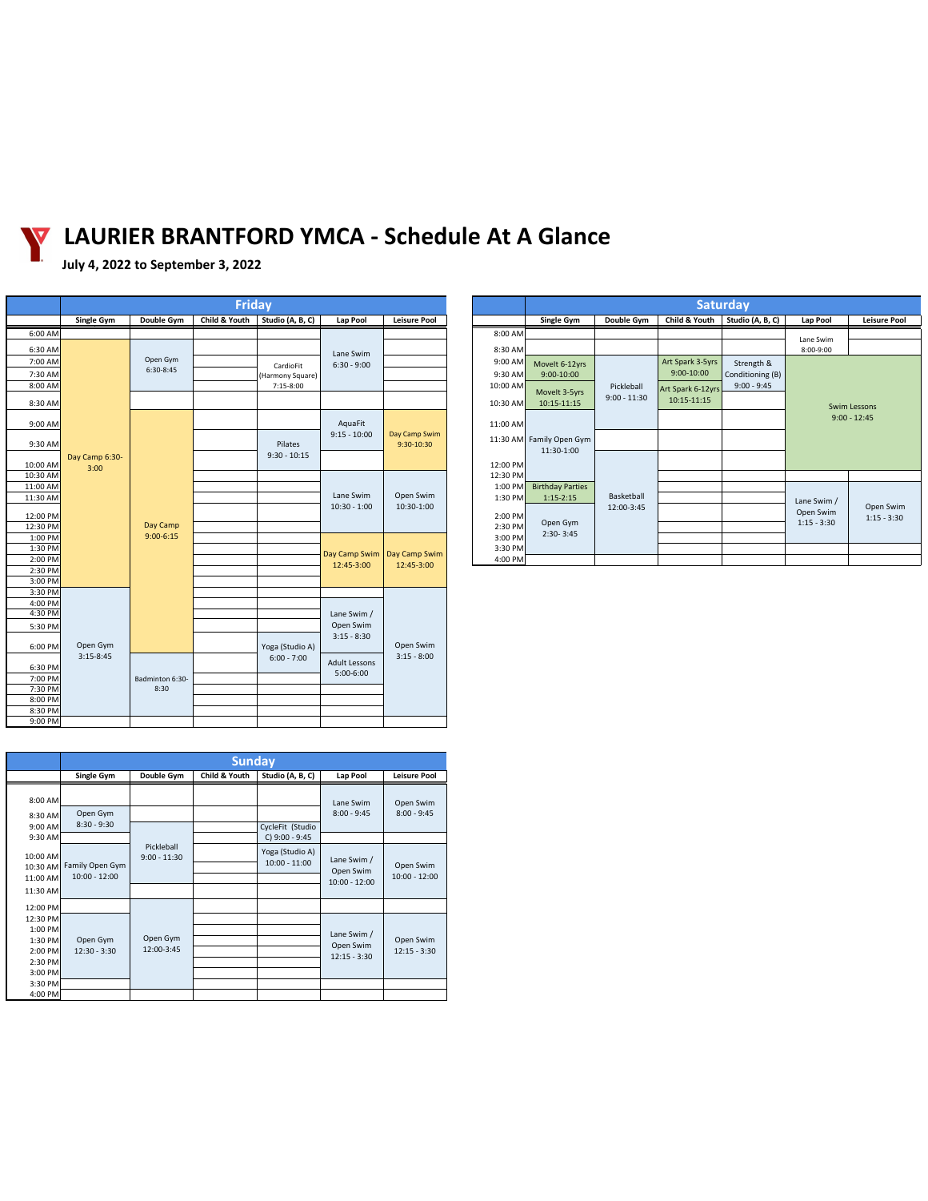# LAURIER BRANTFORD YMCA - Schedule At A Glance

**July 4, 2022 to September 3, 2022**

## Friday

| | Single Gym | Double Gym | Child & Youth | Studio (A, B, C) | Lap Pool | Leisure Pool |
|---|---|---|---|---|---|---|
| 6:00 AM | | | | | | |
| 6:30 AM | Day Camp 6:30-3:00 | Open Gym 6:30-8:45 | | | Lane Swim 6:30 - 9:00 | |
| 7:00 AM | | | | CardioFit (Harmony Square) 7:15-8:00 | | |
| 7:30 AM | | | | | | |
| 8:00 AM | | | | | | |
| 8:30 AM | | | | | | |
| 9:00 AM | | Day Camp 9:00-6:15 | | | AquaFit 9:15 - 10:00 | Day Camp Swim 9:30-10:30 |
| 9:30 AM | | | | Pilates 9:30 - 10:15 | | |
| 10:00 AM | | | | | | |
| 10:30 AM | | | | | Lane Swim 10:30 - 1:00 | Open Swim 10:30-1:00 |
| 11:00 AM | | | | | | |
| 11:30 AM | | | | | | |
| 12:00 PM | | | | | | |
| 12:30 PM | | | | | | |
| 1:00 PM | | | | | Day Camp Swim 12:45-3:00 | Day Camp Swim 12:45-3:00 |
| 1:30 PM | | | | | | |
| 2:00 PM | | | | | | |
| 2:30 PM | | | | | | |
| 3:00 PM | | | | | | |
| 3:30 PM | Open Gym 3:15-8:45 | | | | Lane Swim / Open Swim 3:15 - 8:30 | Open Swim 3:15 - 8:00 |
| 4:00 PM | | | | | | |
| 4:30 PM | | | | | | |
| 5:30 PM | | | | | | |
| 6:00 PM | | | | Yoga (Studio A) 6:00 - 7:00 | Adult Lessons 5:00-6:00 | |
| 6:30 PM | | | | | | |
| 7:00 PM | | Badminton 6:30-8:30 | | | | |
| 7:30 PM | | | | | | |
| 8:00 PM | | | | | | |
| 8:30 PM | | | | | | |
| 9:00 PM | | | | | | |

## Saturday

| | Single Gym | Double Gym | Child & Youth | Studio (A, B, C) | Lap Pool | Leisure Pool |
|---|---|---|---|---|---|---|
| 8:00 AM | | | | | Lane Swim 8:00-9:00 | |
| 8:30 AM | | | | | | |
| 9:00 AM | MoveIt 6-12yrs 9:00-10:00 | Pickleball 9:00 - 11:30 | Art Spark 3-5yrs 9:00-10:00 | Strength & Conditioning (B) 9:00 - 9:45 | Swim Lessons 9:00 - 12:45 | |
| 9:30 AM | | | | | | |
| 10:00 AM | MoveIt 3-5yrs 10:15-11:15 | | Art Spark 6-12yrs 10:15-11:15 | | | |
| 10:30 AM | | | | | | |
| 11:00 AM | | | | | | |
| 11:30 AM | Family Open Gym 11:30-1:00 | | | | | |
| 12:00 PM | | Basketball 12:00-3:45 | | | | |
| 12:30 PM | | | | | | |
| 1:00 PM | Birthday Parties 1:15-2:15 | | | | Lane Swim / Open Swim 1:15 - 3:30 | Open Swim 1:15 - 3:30 |
| 1:30 PM | | | | | | |
| 2:00 PM | | | | | | |
| 2:30 PM | Open Gym 2:30- 3:45 | | | | | |
| 3:00 PM | | | | | | |
| 3:30 PM | | | | | | |
| 4:00 PM | | | | | | |

## Sunday

| | Single Gym | Double Gym | Child & Youth | Studio (A, B, C) | Lap Pool | Leisure Pool |
|---|---|---|---|---|---|---|
| 8:00 AM | | | | | Lane Swim 8:00 - 9:45 | Open Swim 8:00 - 9:45 |
| 8:30 AM | Open Gym 8:30 - 9:30 | | | | | |
| 9:00 AM | | Pickleball 9:00 - 11:30 | | CycleFit (Studio C) 9:00 - 9:45 | | |
| 9:30 AM | | | | | | |
| 10:00 AM | Family Open Gym 10:00 - 12:00 | | | Yoga (Studio A) 10:00 - 11:00 | Lane Swim / Open Swim 10:00 - 12:00 | Open Swim 10:00 - 12:00 |
| 10:30 AM | | | | | | |
| 11:00 AM | | | | | | |
| 11:30 AM | | | | | | |
| 12:00 PM | | Open Gym 12:00-3:45 | | | Lane Swim / Open Swim 12:15 - 3:30 | Open Swim 12:15 - 3:30 |
| 12:30 PM | Open Gym 12:30 - 3:30 | | | | | |
| 1:00 PM | | | | | | |
| 1:30 PM | | | | | | |
| 2:00 PM | | | | | | |
| 2:30 PM | | | | | | |
| 3:00 PM | | | | | | |
| 3:30 PM | | | | | | |
| 4:00 PM | | | | | | |